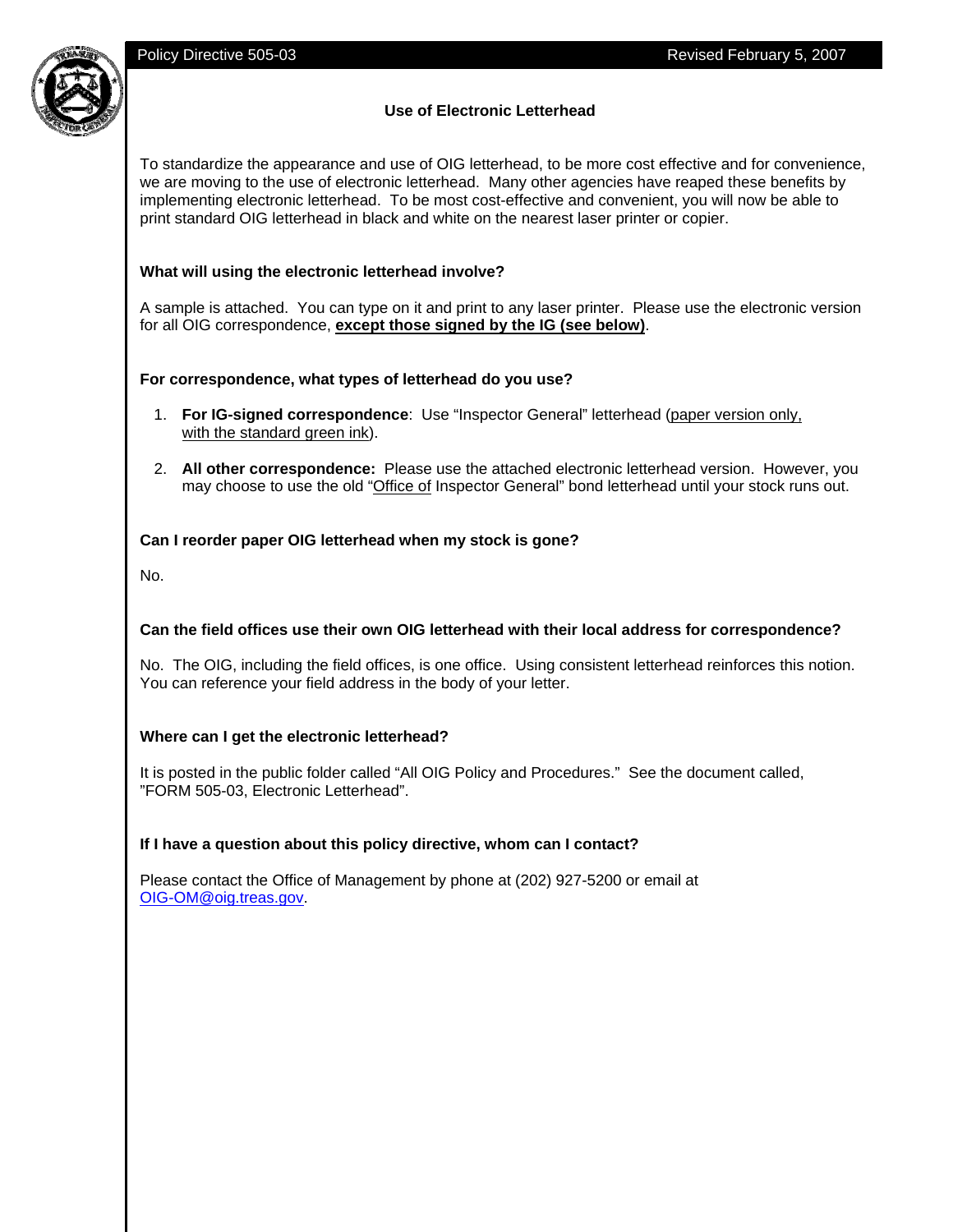Policy Directive 505-03 — Revised February 5, 2007

# Use of Electronic Letterhead

To standardize the appearance and use of OIG letterhead, to be more cost effective and for convenience, we are moving to the use of electronic letterhead. Many other agencies have reaped these benefits by implementing electronic letterhead. To be most cost-effective and convenient, you will now be able to print standard OIG letterhead in black and white on the nearest laser printer or copier.

### What will using the electronic letterhead involve?

A sample is attached. You can type on it and print to any laser printer. Please use the electronic version for all OIG correspondence, **except those signed by the IG (see below)**.

### For correspondence, what types of letterhead do you use?

1. **For IG-signed correspondence**: Use "Inspector General" letterhead (paper version only, with the standard green ink).

2. **All other correspondence:** Please use the attached electronic letterhead version. However, you may choose to use the old "Office of Inspector General" bond letterhead until your stock runs out.

### Can I reorder paper OIG letterhead when my stock is gone?

No.

### Can the field offices use their own OIG letterhead with their local address for correspondence?

No. The OIG, including the field offices, is one office. Using consistent letterhead reinforces this notion. You can reference your field address in the body of your letter.

### Where can I get the electronic letterhead?

It is posted in the public folder called "All OIG Policy and Procedures." See the document called, "FORM 505-03, Electronic Letterhead".

### If I have a question about this policy directive, whom can I contact?

Please contact the Office of Management by phone at (202) 927-5200 or email at OIG-OM@oig.treas.gov.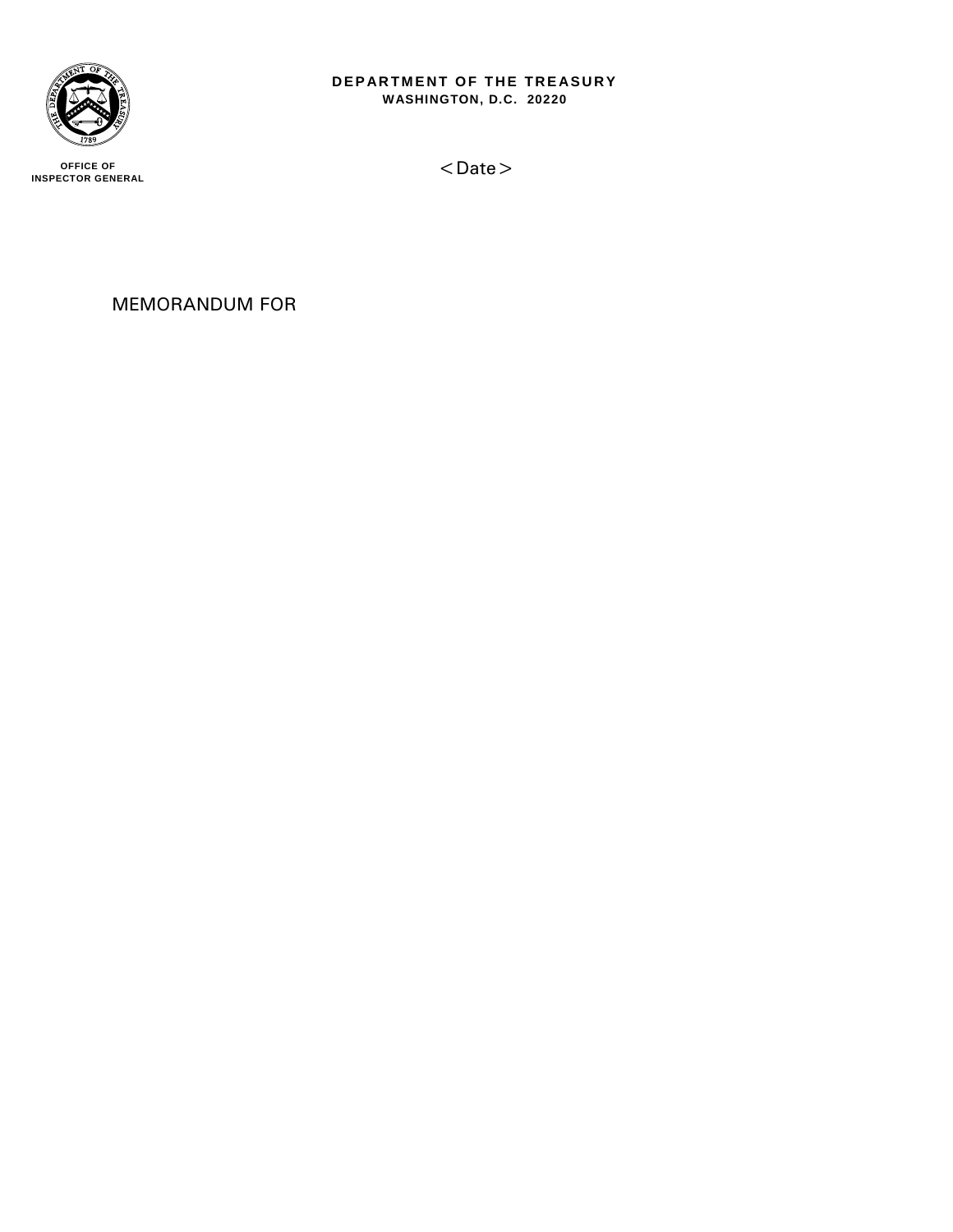**DEPARTMENT OF THE TREASURY**
**WASHINGTON, D.C. 20220**

**OFFICE OF INSPECTOR GENERAL**

<Date>

MEMORANDUM FOR